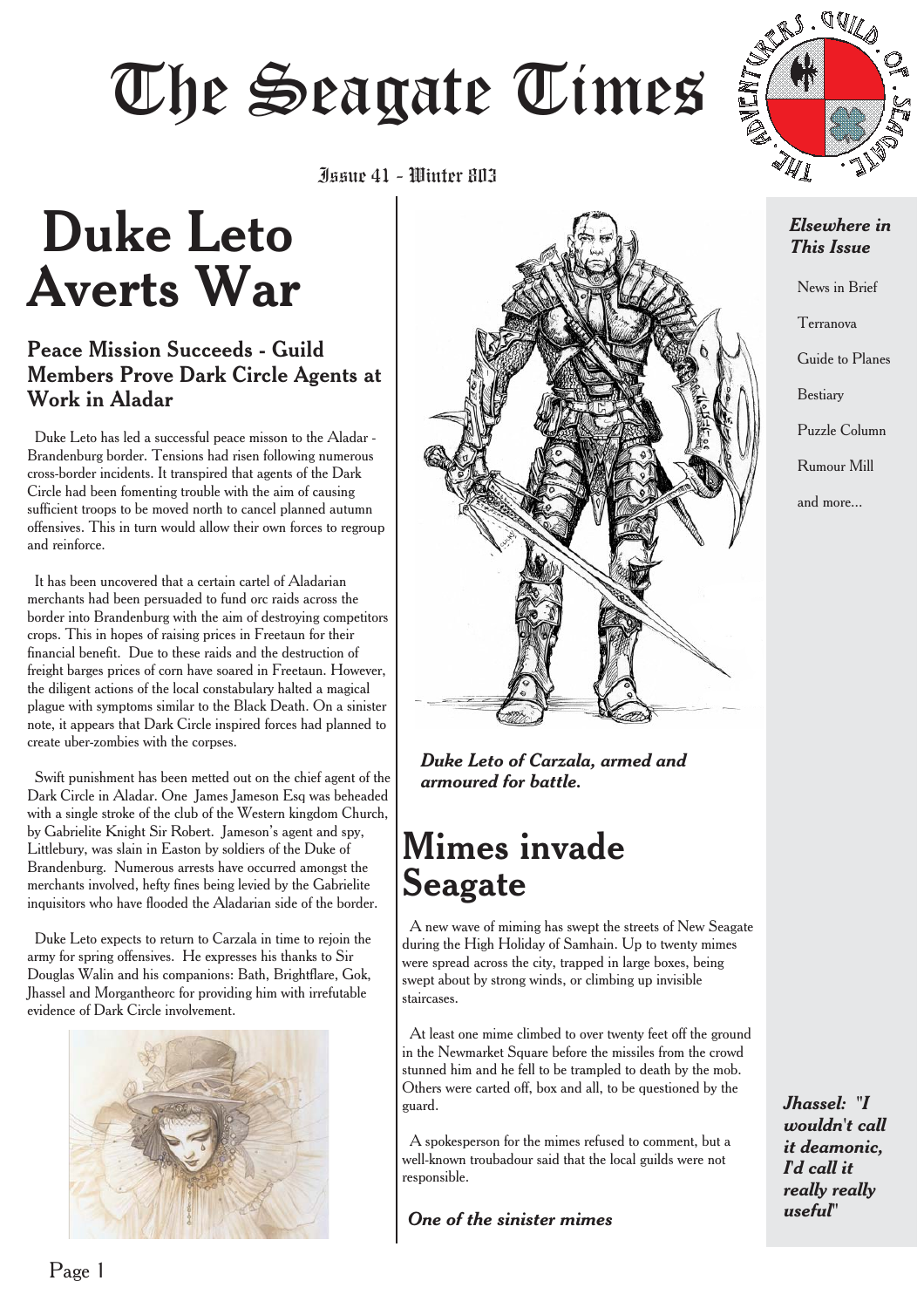# The Seagate Times

Issue 41 - Winter 803

## Duke Leto Averts War

### Peace Mission Succeeds - Guild Members Prove Dark Circle Agents at Work in Aladar

Duke Leto has led a successful peace misson to the Aladar - Brandenburg border. Tensions had risen following numerous cross-border incidents. It transpired that agents of the Dark Circle had been fomenting trouble with the aim of causing sufficient troops to be moved north to cancel planned autumn offensives. This in turn would allow their own forces to regroup and reinforce.

It has been uncovered that a certain cartel of Aladarian merchants had been persuaded to fund orc raids across the border into Brandenburg with the aim of destroying competitors crops. This in hopes of raising prices in Freetaun for their financial benefit. Due to these raids and the destruction of freight barges prices of corn have soared in Freetaun. However, the diligent actions of the local constabulary halted a magical plague with symptoms similar to the Black Death. On a sinister note, it appears that Dark Circle inspired forces had planned to create uber-zombies with the corpses.

Swift punishment has been metted out on the chief agent of the Dark Circle in Aladar. One James Jameson Esq was beheaded with a single stroke of the club of the Western kingdom Church, by Gabrielite Knight Sir Robert. Jameson's agent and spy, Littlebury, was slain in Easton by soldiers of the Duke of Brandenburg. Numerous arrests have occurred amongst the merchants involved, hefty fines being levied by the Gabrielite inquisitors who have flooded the Aladarian side of the border.

Duke Leto expects to return to Carzala in time to rejoin the army for spring offensives. He expresses his thanks to Sir Douglas Walin and his companions: Bath, Brightflare, Gok, Jhassel and Morgantheorc for providing him with irrefutable evidence of Dark Circle involvement.

*Duke Leto of Carzala, armed and armoured for battle.*

## Mimes invade Seagate

A new wave of miming has swept the streets of New Seagate during the High Holiday of Samhain. Up to twenty mimes were spread across the city, trapped in large boxes, being swept about by strong winds, or climbing up invisible staircases.

At least one mime climbed to over twenty feet off the ground in the Newmarket Square before the missiles from the crowd stunned him and he fell to be trampled to death by the mob. Others were carted off, box and all, to be questioned by the guard.

A spokesperson for the mimes refused to comment, but a well-known troubadour said that the local guilds were not responsible.

*One of the sinister mimes*

***Elsewhere in This Issue***

- News in Brief
- Terranova
- Guide to Planes
- Bestiary
- Puzzle Column
- Rumour Mill
- and more...

***Jhassel: "I wouldn't call it deamonic, I'd call it really really useful"***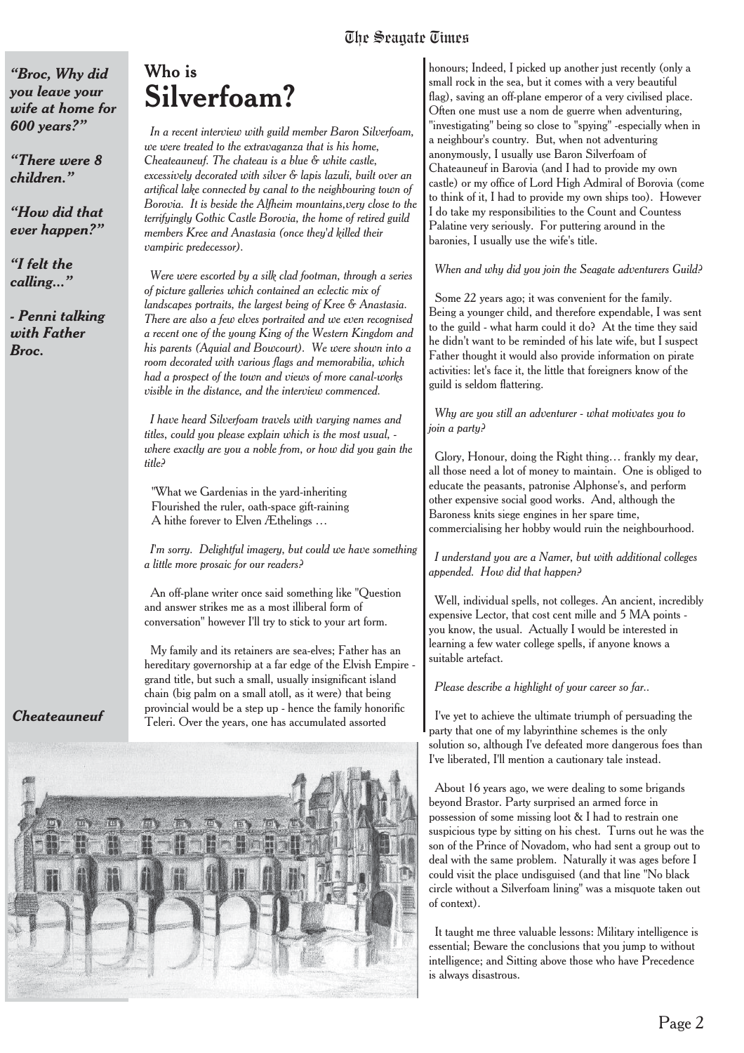*"Broc, Why did you leave your wife at home for 600 years?"*

*"There were 8 children."*

*"How did that ever happen?"*

*"I felt the calling..."*

*- Penni talking with Father Broc.*

## Who is
# Silverfoam?

*In a recent interview with guild member Baron Silverfoam, we were treated to the extravaganza that is his home, Cheateauneuf. The chateau is a blue & white castle, excessively decorated with silver & lapis lazuli, built over an artifical lake connected by canal to the neighbouring town of Borovia. It is beside the Alfheim mountains,very close to the terrifyingly Gothic Castle Borovia, the home of retired guild members Kree and Anastasia (once they'd killed their vampiric predecessor).*

*Were were escorted by a silk clad footman, through a series of picture galleries which contained an eclectic mix of landscapes portraits, the largest being of Kree & Anastasia. There are also a few elves portraited and we even recognised a recent one of the young King of the Western Kingdom and his parents (Aquial and Bowcourt). We were shown into a room decorated with various flags and memorabilia, which had a prospect of the town and views of more canal-works visible in the distance, and the interview commenced.*

*I have heard Silverfoam travels with varying names and titles, could you please explain which is the most usual, - where exactly are you a noble from, or how did you gain the title?*

"What we Gardenias in the yard-inheriting
Flourished the ruler, oath-space gift-raining
A hithe forever to Elven Æthelings …

*I'm sorry. Delightful imagery, but could we have something a little more prosaic for our readers?*

An off-plane writer once said something like "Question and answer strikes me as a most illiberal form of conversation" however I'll try to stick to your art form.

My family and its retainers are sea-elves; Father has an hereditary governorship at a far edge of the Elvish Empire - grand title, but such a small, usually insignificant island chain (big palm on a small atoll, as it were) that being provincial would be a step up - hence the family honorific Teleri. Over the years, one has accumulated assorted honours; Indeed, I picked up another just recently (only a small rock in the sea, but it comes with a very beautiful flag), saving an off-plane emperor of a very civilised place. Often one must use a nom de guerre when adventuring, "investigating" being so close to "spying" -especially when in a neighbour's country. But, when not adventuring anonymously, I usually use Baron Silverfoam of Chateauneuf in Barovia (and I had to provide my own castle) or my office of Lord High Admiral of Borovia (come to think of it, I had to provide my own ships too). However I do take my responsibilities to the Count and Countess Palatine very seriously. For puttering around in the baronies, I usually use the wife's title.

*When and why did you join the Seagate adventurers Guild?*

Some 22 years ago; it was convenient for the family. Being a younger child, and therefore expendable, I was sent to the guild - what harm could it do? At the time they said he didn't want to be reminded of his late wife, but I suspect Father thought it would also provide information on pirate activities: let's face it, the little that foreigners know of the guild is seldom flattering.

*Why are you still an adventurer - what motivates you to join a party?*

Glory, Honour, doing the Right thing… frankly my dear, all those need a lot of money to maintain. One is obliged to educate the peasants, patronise Alphonse's, and perform other expensive social good works. And, although the Baroness knits siege engines in her spare time, commercialising her hobby would ruin the neighbourhood.

*I understand you are a Namer, but with additional colleges appended. How did that happen?*

Well, individual spells, not colleges. An ancient, incredibly expensive Lector, that cost cent mille and 5 MA points - you know, the usual. Actually I would be interested in learning a few water college spells, if anyone knows a suitable artefact.

*Please describe a highlight of your career so far..*

I've yet to achieve the ultimate triumph of persuading the party that one of my labyrinthine schemes is the only solution so, although I've defeated more dangerous foes than I've liberated, I'll mention a cautionary tale instead.

About 16 years ago, we were dealing to some brigands beyond Brastor. Party surprised an armed force in possession of some missing loot & I had to restrain one suspicious type by sitting on his chest. Turns out he was the son of the Prince of Novadom, who had sent a group out to deal with the same problem. Naturally it was ages before I could visit the place undisguised (and that line "No black circle without a Silverfoam lining" was a misquote taken out of context).

It taught me three valuable lessons: Military intelligence is essential; Beware the conclusions that you jump to without intelligence; and Sitting above those who have Precedence is always disastrous.

*Cheateauneuf*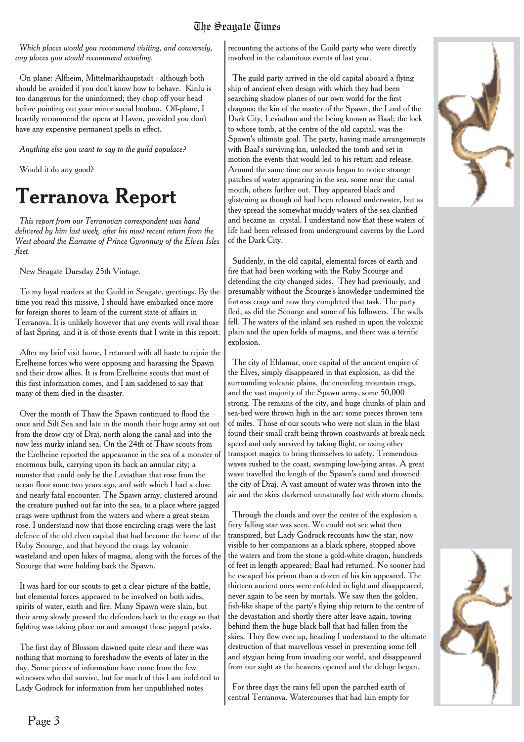*Which places would you recommend visiting, and conversely, any places you would recommend avoiding.*

On plane: Alfheim, Mittelmarkhauptstadt - although both should be avoided if you don't know how to behave. Kinlu is too dangerous for the uninformed; they chop off your head before pointing out your minor social booboo. Off-plane, I heartily recommend the opera at Haven, provided you don't have any expensive permanent spells in effect.

*Anything else you want to say to the guild populace?*

Would it do any good?

# Terranova Report

*This report from our Terranovan correspondent was hand delivered by him last week, after his most recent return from the West aboard the Earrame of Prince Gyronnwy of the Elven Isles fleet.*

New Seagate Duesday 25th Vintage.

To my loyal readers at the Guild in Seagate, greetings. By the time you read this missive, I should have embarked once more for foreign shores to learn of the current state of affairs in Terranova. It is unlikely however that any events will rival those of last Spring, and it is of those events that I write in this report.

After my brief visit home, I returned with all haste to rejoin the Erelheine forces who were opposing and harassing the Spawn and their drow allies. It is from Erelheine scouts that most of this first information comes, and I am saddened to say that many of them died in the disaster.

Over the month of Thaw the Spawn continued to flood the once arid Silt Sea and late in the month their huge army set out from the drow city of Draj, north along the canal and into the now less murky inland sea. On the 24th of Thaw scouts from the Erelheine reported the appearance in the sea of a monster of enormous bulk, carrying upon its back an annular city; a monster that could only be the Leviathan that rose from the ocean floor some two years ago, and with which I had a close and nearly fatal encounter. The Spawn army, clustered around the creature pushed out far into the sea, to a place where jagged crags were upthrust from the waters and where a great steam rose. I understand now that those encircling crags were the last defence of the old elven capital that had become the home of the Ruby Scourge, and that beyond the crags lay volcanic wasteland and open lakes of magma, along with the forces of the Scourge that were holding back the Spawn.

It was hard for our scouts to get a clear picture of the battle, but elemental forces appeared to be involved on both sides, spirits of water, earth and fire. Many Spawn were slain, but their army slowly pressed the defenders back to the crags so that fighting was taking place on and amongst those jagged peaks.

The first day of Blossom dawned quite clear and there was nothing that morning to foreshadow the events of later in the day. Some pieces of information have come from the few witnesses who did survive, but for much of this I am indebted to Lady Godrock for information from her unpublished notes recounting the actions of the Guild party who were directly involved in the calamitous events of last year.

The guild party arrived in the old capital aboard a flying ship of ancient elven design with which they had been searching shadow planes of our own world for the first dragons; the kin of the master of the Spawn, the Lord of the Dark City, Leviathan and the being known as Baal; the lock to whose tomb, at the centre of the old capital, was the Spawn's ultimate goal. The party, having made arrangements with Baal's surviving kin, unlocked the tomb and set in motion the events that would led to his return and release. Around the same time our scouts began to notice strange patches of water appearing in the sea, some near the canal mouth, others further out. They appeared black and glistening as though oil had been released underwater, but as they spread the somewhat muddy waters of the sea clarified and became as crystal. I understand now that these waters of life had been released from underground caverns by the Lord of the Dark City.

Suddenly, in the old capital, elemental forces of earth and fire that had been working with the Ruby Scourge and defending the city changed sides. They had previously, and presumably without the Scourge's knowledge undermined the fortress crags and now they completed that task. The party fled, as did the Scourge and some of his followers. The walls fell. The waters of the inland sea rushed in upon the volcanic plain and the open fields of magma, and there was a terrific explosion.

The city of Eldamar, once capital of the ancient empire of the Elves, simply disappeared in that explosion, as did the surrounding volcanic plains, the encircling mountain crags, and the vast majority of the Spawn army, some 50,000 strong. The remains of the city, and huge chunks of plain and sea-bed were thrown high in the air; some pieces thrown tens of miles. Those of our scouts who were not slain in the blast found their small craft being thrown coastwards at break-neck speed and only survived by taking flight, or using other transport magics to bring themselves to safety. Tremendous waves rushed to the coast, swamping low-lying areas. A great wave travelled the length of the Spawn's canal and drowned the city of Draj. A vast amount of water was thrown into the air and the skies darkened unnaturally fast with storm clouds.

Through the clouds and over the centre of the explosion a fiery falling star was seen. We could not see what then transpired, but Lady Godrock recounts how the star, now visible to her companions as a black sphere, stopped above the waters and from the stone a gold-white dragon, hundreds of feet in length appeared; Baal had returned. No sooner had he escaped his prison than a dozen of his kin appeared. The thirteen ancient ones were enfolded in light and disappeared, never again to be seen by mortals. We saw then the golden, fish-like shape of the party's flying ship return to the centre of the devastation and shortly there after leave again, towing behind them the huge black ball that had fallen from the skies. They flew ever up, heading I understand to the ultimate destruction of that marvellous vessel in preventing some fell and stygian being from invading our world, and disappeared from our sight as the heavens opened and the deluge began.

For three days the rains fell upon the parched earth of central Terranova. Watercourses that had lain empty for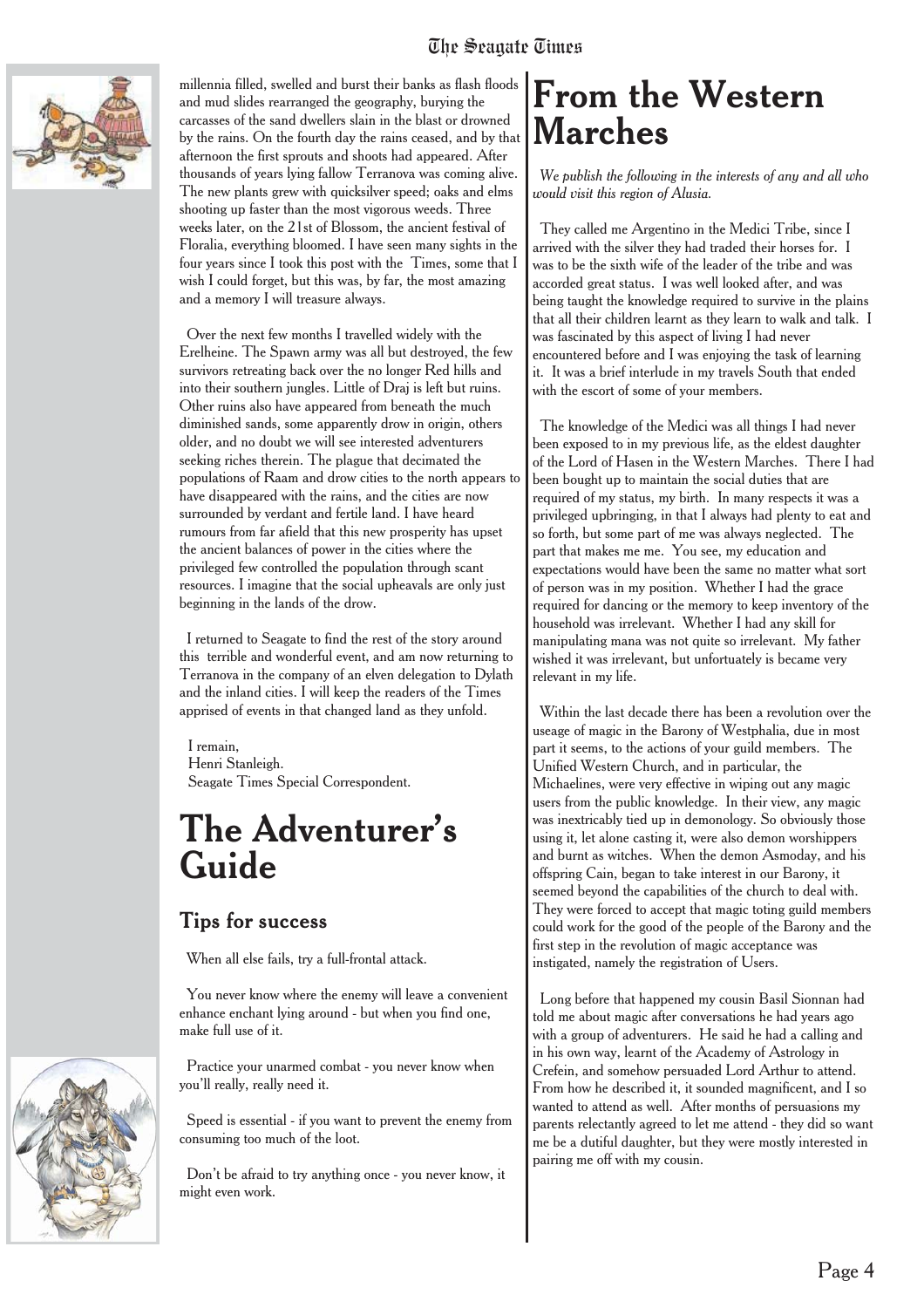millennia filled, swelled and burst their banks as flash floods and mud slides rearranged the geography, burying the carcasses of the sand dwellers slain in the blast or drowned by the rains. On the fourth day the rains ceased, and by that afternoon the first sprouts and shoots had appeared. After thousands of years lying fallow Terranova was coming alive. The new plants grew with quicksilver speed; oaks and elms shooting up faster than the most vigorous weeds. Three weeks later, on the 21st of Blossom, the ancient festival of Floralia, everything bloomed. I have seen many sights in the four years since I took this post with the Times, some that I wish I could forget, but this was, by far, the most amazing and a memory I will treasure always.

Over the next few months I travelled widely with the Erelheine. The Spawn army was all but destroyed, the few survivors retreating back over the no longer Red hills and into their southern jungles. Little of Draj is left but ruins. Other ruins also have appeared from beneath the much diminished sands, some apparently drow in origin, others older, and no doubt we will see interested adventurers seeking riches therein. The plague that decimated the populations of Raam and drow cities to the north appears to have disappeared with the rains, and the cities are now surrounded by verdant and fertile land. I have heard rumours from far afield that this new prosperity has upset the ancient balances of power in the cities where the privileged few controlled the population through scant resources. I imagine that the social upheavals are only just beginning in the lands of the drow.

I returned to Seagate to find the rest of the story around this terrible and wonderful event, and am now returning to Terranova in the company of an elven delegation to Dylath and the inland cities. I will keep the readers of the Times apprised of events in that changed land as they unfold.

I remain,
Henri Stanleigh.
Seagate Times Special Correspondent.

# The Adventurer's Guide

## Tips for success

When all else fails, try a full-frontal attack.

You never know where the enemy will leave a convenient enhance enchant lying around - but when you find one, make full use of it.

Practice your unarmed combat - you never know when you'll really, really need it.

Speed is essential - if you want to prevent the enemy from consuming too much of the loot.

Don't be afraid to try anything once - you never know, it might even work.

# From the Western Marches

*We publish the following in the interests of any and all who would visit this region of Alusia.*

They called me Argentino in the Medici Tribe, since I arrived with the silver they had traded their horses for. I was to be the sixth wife of the leader of the tribe and was accorded great status. I was well looked after, and was being taught the knowledge required to survive in the plains that all their children learnt as they learn to walk and talk. I was fascinated by this aspect of living I had never encountered before and I was enjoying the task of learning it. It was a brief interlude in my travels South that ended with the escort of some of your members.

The knowledge of the Medici was all things I had never been exposed to in my previous life, as the eldest daughter of the Lord of Hasen in the Western Marches. There I had been bought up to maintain the social duties that are required of my status, my birth. In many respects it was a privileged upbringing, in that I always had plenty to eat and so forth, but some part of me was always neglected. The part that makes me me. You see, my education and expectations would have been the same no matter what sort of person was in my position. Whether I had the grace required for dancing or the memory to keep inventory of the household was irrelevant. Whether I had any skill for manipulating mana was not quite so irrelevant. My father wished it was irrelevant, but unfortuately is became very relevant in my life.

Within the last decade there has been a revolution over the useage of magic in the Barony of Westphalia, due in most part it seems, to the actions of your guild members. The Unified Western Church, and in particular, the Michaelines, were very effective in wiping out any magic users from the public knowledge. In their view, any magic was inextricably tied up in demonology. So obviously those using it, let alone casting it, were also demon worshippers and burnt as witches. When the demon Asmoday, and his offspring Cain, began to take interest in our Barony, it seemed beyond the capabilities of the church to deal with. They were forced to accept that magic toting guild members could work for the good of the people of the Barony and the first step in the revolution of magic acceptance was instigated, namely the registration of Users.

Long before that happened my cousin Basil Sionnan had told me about magic after conversations he had years ago with a group of adventurers. He said he had a calling and in his own way, learnt of the Academy of Astrology in Crefein, and somehow persuaded Lord Arthur to attend. From how he described it, it sounded magnificent, and I so wanted to attend as well. After months of persuasions my parents relectantly agreed to let me attend - they did so want me be a dutiful daughter, but they were mostly interested in pairing me off with my cousin.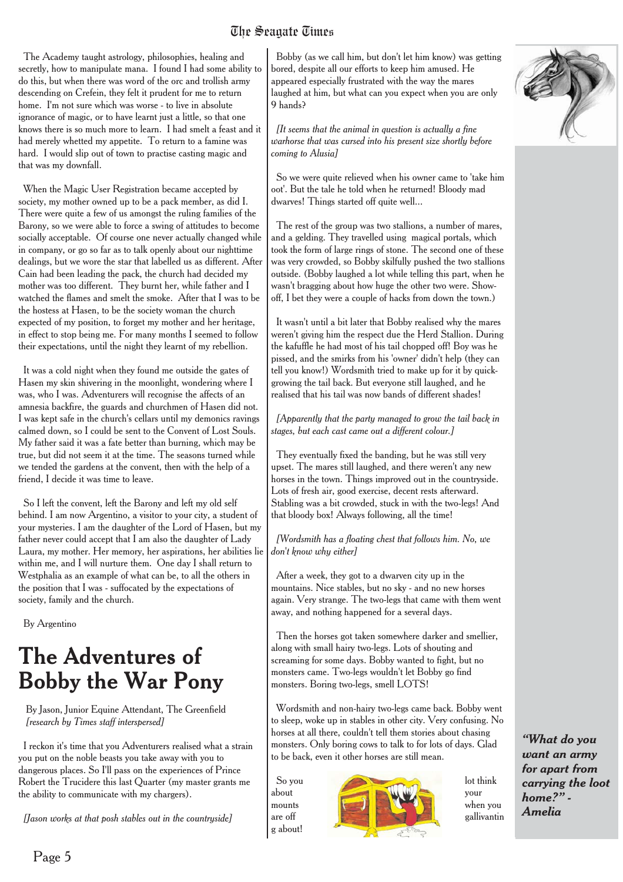The Academy taught astrology, philosophies, healing and secretly, how to manipulate mana. I found I had some ability to do this, but when there was word of the orc and trollish army descending on Crefein, they felt it prudent for me to return home. I'm not sure which was worse - to live in absolute ignorance of magic, or to have learnt just a little, so that one knows there is so much more to learn. I had smelt a feast and it had merely whetted my appetite. To return to a famine was hard. I would slip out of town to practise casting magic and that was my downfall.

When the Magic User Registration became accepted by society, my mother owned up to be a pack member, as did I. There were quite a few of us amongst the ruling families of the Barony, so we were able to force a swing of attitudes to become socially acceptable. Of course one never actually changed while in company, or go so far as to talk openly about our nighttime dealings, but we wore the star that labelled us as different. After Cain had been leading the pack, the church had decided my mother was too different. They burnt her, while father and I watched the flames and smelt the smoke. After that I was to be the hostess at Hasen, to be the society woman the church expected of my position, to forget my mother and her heritage, in effect to stop being me. For many months I seemed to follow their expectations, until the night they learnt of my rebellion.

It was a cold night when they found me outside the gates of Hasen my skin shivering in the moonlight, wondering where I was, who I was. Adventurers will recognise the affects of an amnesia backfire, the guards and churchmen of Hasen did not. I was kept safe in the church's cellars until my demonics ravings calmed down, so I could be sent to the Convent of Lost Souls. My father said it was a fate better than burning, which may be true, but did not seem it at the time. The seasons turned while we tended the gardens at the convent, then with the help of a friend, I decide it was time to leave.

So I left the convent, left the Barony and left my old self behind. I am now Argentino, a visitor to your city, a student of your mysteries. I am the daughter of the Lord of Hasen, but my father never could accept that I am also the daughter of Lady Laura, my mother. Her memory, her aspirations, her abilities lie within me, and I will nurture them. One day I shall return to Westphalia as an example of what can be, to all the others in the position that I was - suffocated by the expectations of society, family and the church.

By Argentino

# The Adventures of Bobby the War Pony

By Jason, Junior Equine Attendant, The Greenfield
*[research by Times staff interspersed]*

I reckon it's time that you Adventurers realised what a strain you put on the noble beasts you take away with you to dangerous places. So I'll pass on the experiences of Prince Robert the Trucidere this last Quarter (my master grants me the ability to communicate with my chargers).

*[Jason works at that posh stables out in the countryside]*

Bobby (as we call him, but don't let him know) was getting bored, despite all our efforts to keep him amused. He appeared especially frustrated with the way the mares laughed at him, but what can you expect when you are only 9 hands?

*[It seems that the animal in question is actually a fine warhorse that was cursed into his present size shortly before coming to Alusia]*

So we were quite relieved when his owner came to 'take him oot'. But the tale he told when he returned! Bloody mad dwarves! Things started off quite well...

The rest of the group was two stallions, a number of mares, and a gelding. They travelled using magical portals, which took the form of large rings of stone. The second one of these was very crowded, so Bobby skilfully pushed the two stallions outside. (Bobby laughed a lot while telling this part, when he wasn't bragging about how huge the other two were. Show-off, I bet they were a couple of hacks from down the town.)

It wasn't until a bit later that Bobby realised why the mares weren't giving him the respect due the Herd Stallion. During the kafuffle he had most of his tail chopped off! Boy was he pissed, and the smirks from his 'owner' didn't help (they can tell you know!) Wordsmith tried to make up for it by quick-growing the tail back. But everyone still laughed, and he realised that his tail was now bands of different shades!

*[Apparently that the party managed to grow the tail back in stages, but each cast came out a different colour.]*

They eventually fixed the banding, but he was still very upset. The mares still laughed, and there weren't any new horses in the town. Things improved out in the countryside. Lots of fresh air, good exercise, decent rests afterward. Stabling was a bit crowded, stuck in with the two-legs! And that bloody box! Always following, all the time!

*[Wordsmith has a floating chest that follows him. No, we don't know why either]*

After a week, they got to a dwarven city up in the mountains. Nice stables, but no sky - and no new horses again. Very strange. The two-legs that came with them went away, and nothing happened for a several days.

Then the horses got taken somewhere darker and smellier, along with small hairy two-legs. Lots of shouting and screaming for some days. Bobby wanted to fight, but no monsters came. Two-legs wouldn't let Bobby go find monsters. Boring two-legs, smell LOTS!

Wordsmith and non-hairy two-legs came back. Bobby went to sleep, woke up in stables in other city. Very confusing. No horses at all there, couldn't tell them stories about chasing monsters. Only boring cows to talk to for lots of days. Glad to be back, even it other horses are still mean.

So you lot think about your mounts when you are off gallivanting about!

***"What do you want an army for apart from carrying the loot home?" - Amelia***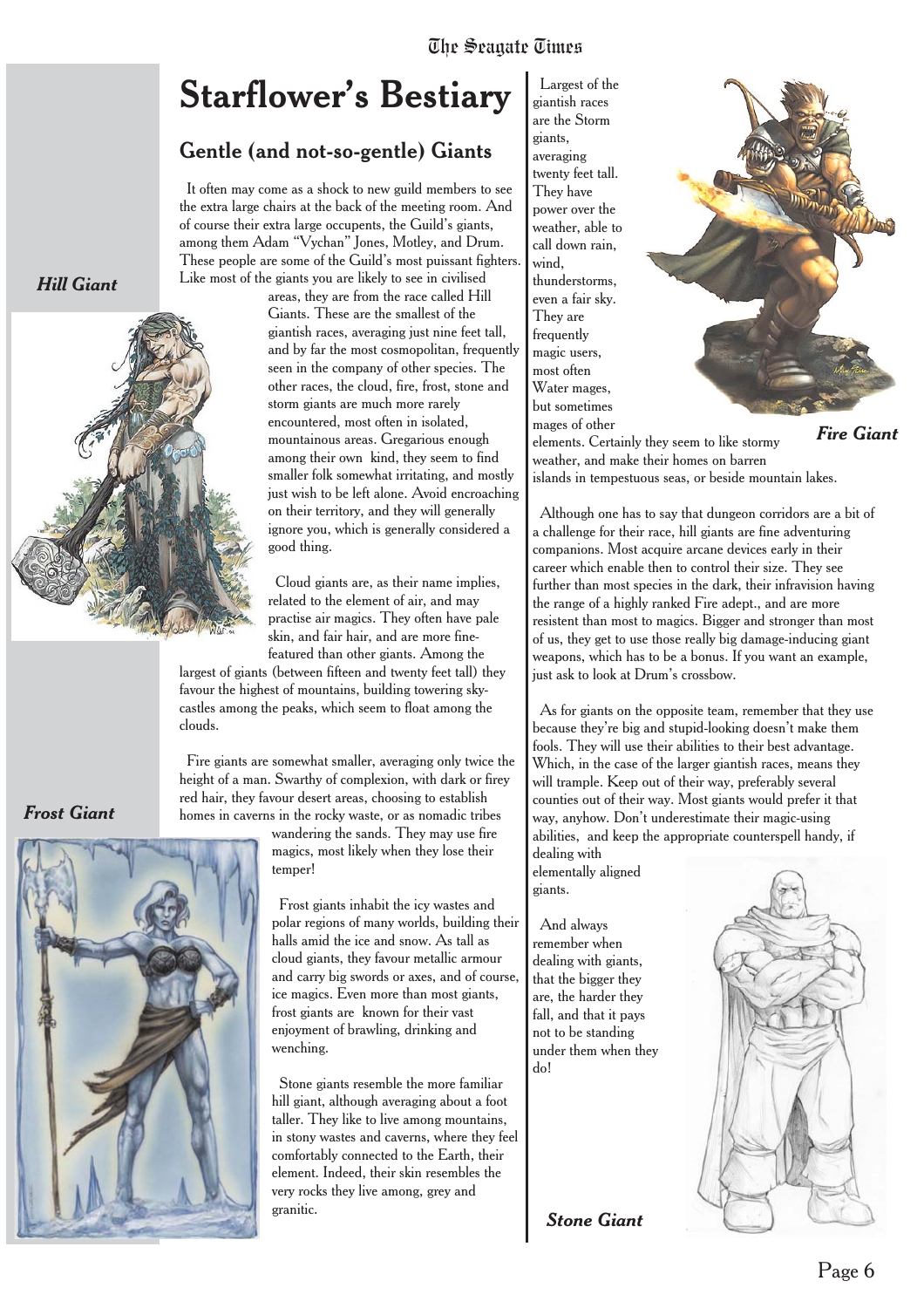# Starflower's Bestiary

## Gentle (and not-so-gentle) Giants

It often may come as a shock to new guild members to see the extra large chairs at the back of the meeting room. And of course their extra large occupents, the Guild's giants, among them Adam "Vychan" Jones, Motley, and Drum. These people are some of the Guild's most puissant fighters. Like most of the giants you are likely to see in civilised areas, they are from the race called Hill Giants. These are the smallest of the giantish races, averaging just nine feet tall, and by far the most cosmopolitan, frequently seen in the company of other species. The other races, the cloud, fire, frost, stone and storm giants are much more rarely encountered, most often in isolated, mountainous areas. Gregarious enough among their own kind, they seem to find smaller folk somewhat irritating, and mostly just wish to be left alone. Avoid encroaching on their territory, and they will generally ignore you, which is generally considered a good thing.

*Hill Giant*

Cloud giants are, as their name implies, related to the element of air, and may practise air magics. They often have pale skin, and fair hair, and are more fine-featured than other giants. Among the largest of giants (between fifteen and twenty feet tall) they favour the highest of mountains, building towering sky-castles among the peaks, which seem to float among the clouds.

Fire giants are somewhat smaller, averaging only twice the height of a man. Swarthy of complexion, with dark or firey red hair, they favour desert areas, choosing to establish homes in caverns in the rocky waste, or as nomadic tribes wandering the sands. They may use fire magics, most likely when they lose their temper!

*Frost Giant*

Frost giants inhabit the icy wastes and polar regions of many worlds, building their halls amid the ice and snow. As tall as cloud giants, they favour metallic armour and carry big swords or axes, and of course, ice magics. Even more than most giants, frost giants are known for their vast enjoyment of brawling, drinking and wenching.

Stone giants resemble the more familiar hill giant, although averaging about a foot taller. They like to live among mountains, in stony wastes and caverns, where they feel comfortably connected to the Earth, their element. Indeed, their skin resembles the very rocks they live among, grey and granitic.

Largest of the giantish races are the Storm giants, averaging twenty feet tall. They have power over the weather, able to call down rain, wind, thunderstorms, even a fair sky. They are frequently magic users, most often Water mages, but sometimes mages of other elements. Certainly they seem to like stormy weather, and make their homes on barren islands in tempestuous seas, or beside mountain lakes.

*Fire Giant*

Although one has to say that dungeon corridors are a bit of a challenge for their race, hill giants are fine adventuring companions. Most acquire arcane devices early in their career which enable then to control their size. They see further than most species in the dark, their infravision having the range of a highly ranked Fire adept., and are more resistent than most to magics. Bigger and stronger than most of us, they get to use those really big damage-inducing giant weapons, which has to be a bonus. If you want an example, just ask to look at Drum's crossbow.

As for giants on the opposite team, remember that they use because they're big and stupid-looking doesn't make them fools. They will use their abilities to their best advantage. Which, in the case of the larger giantish races, means they will trample. Keep out of their way, preferably several counties out of their way. Most giants would prefer it that way, anyhow. Don't underestimate their magic-using abilities, and keep the appropriate counterspell handy, if dealing with elementally aligned giants.

And always remember when dealing with giants, that the bigger they are, the harder they fall, and that it pays not to be standing under them when they do!

*Stone Giant*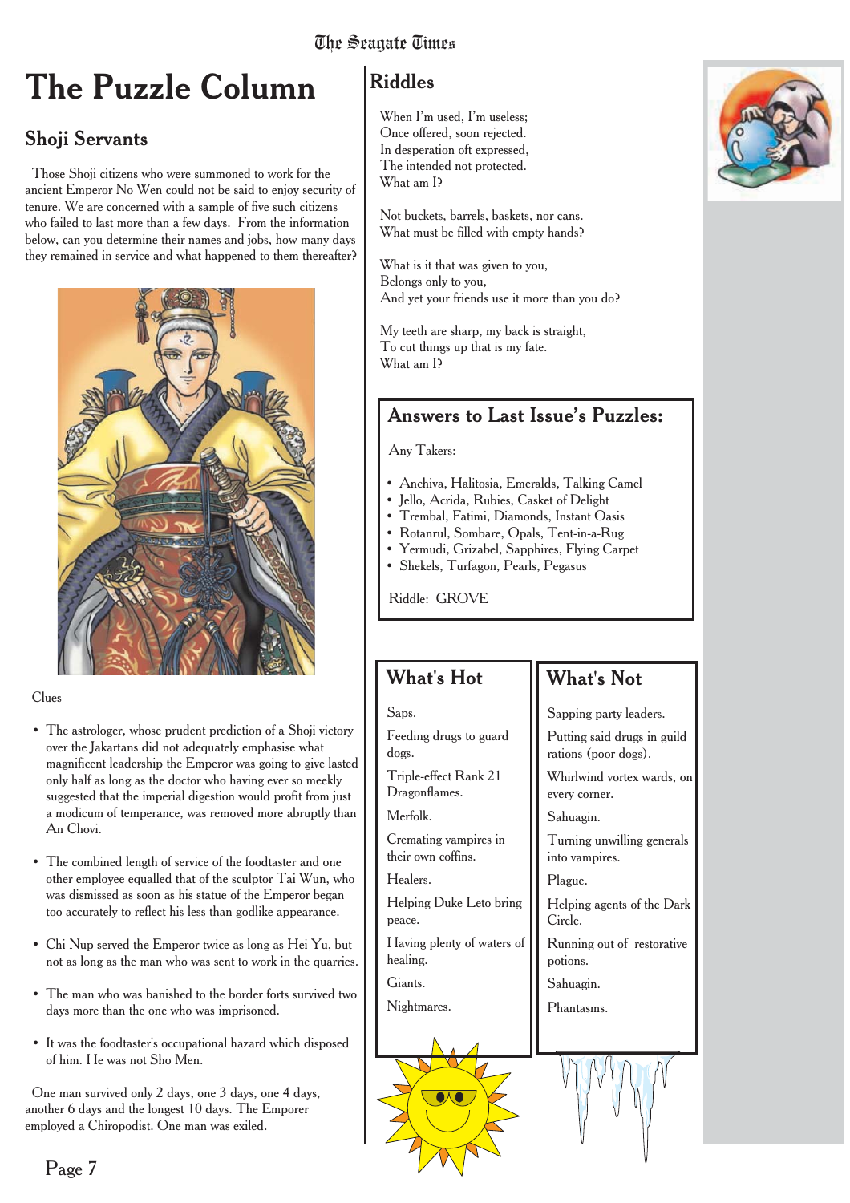# The Puzzle Column

## Shoji Servants

Those Shoji citizens who were summoned to work for the ancient Emperor No Wen could not be said to enjoy security of tenure. We are concerned with a sample of five such citizens who failed to last more than a few days. From the information below, can you determine their names and jobs, how many days they remained in service and what happened to them thereafter?

Clues

- The astrologer, whose prudent prediction of a Shoji victory over the Jakartans did not adequately emphasise what magnificent leadership the Emperor was going to give lasted only half as long as the doctor who having ever so meekly suggested that the imperial digestion would profit from just a modicum of temperance, was removed more abruptly than An Chovi.
- The combined length of service of the foodtaster and one other employee equalled that of the sculptor Tai Wun, who was dismissed as soon as his statue of the Emperor began too accurately to reflect his less than godlike appearance.
- Chi Nup served the Emperor twice as long as Hei Yu, but not as long as the man who was sent to work in the quarries.
- The man who was banished to the border forts survived two days more than the one who was imprisoned.
- It was the foodtaster's occupational hazard which disposed of him. He was not Sho Men.

One man survived only 2 days, one 3 days, one 4 days, another 6 days and the longest 10 days. The Emperor employed a Chiropodist. One man was exiled.

## Riddles

When I'm used, I'm useless;
Once offered, soon rejected.
In desperation oft expressed,
The intended not protected.
What am I?

Not buckets, barrels, baskets, nor cans.
What must be filled with empty hands?

What is it that was given to you,
Belongs only to you,
And yet your friends use it more than you do?

My teeth are sharp, my back is straight,
To cut things up that is my fate.
What am I?

## Answers to Last Issue's Puzzles:

Any Takers:

- Anchiva, Halitosia, Emeralds, Talking Camel
- Jello, Acrida, Rubies, Casket of Delight
- Trembal, Fatimi, Diamonds, Instant Oasis
- Rotanrul, Sombare, Opals, Tent-in-a-Rug
- Yermudi, Grizabel, Sapphires, Flying Carpet
- Shekels, Turfagon, Pearls, Pegasus

Riddle: GROVE

## What's Hot

Saps.

Feeding drugs to guard dogs.

Triple-effect Rank 21 Dragonflames.

Merfolk.

Cremating vampires in their own coffins.

Healers.

Helping Duke Leto bring peace.

Having plenty of waters of healing.

Giants.

Nightmares.

## What's Not

Sapping party leaders.

Putting said drugs in guild rations (poor dogs).

Whirlwind vortex wards, on every corner.

Sahuagin.

Turning unwilling generals into vampires.

Plague.

Helping agents of the Dark Circle.

Running out of restorative potions.

Sahuagin.

Phantasms.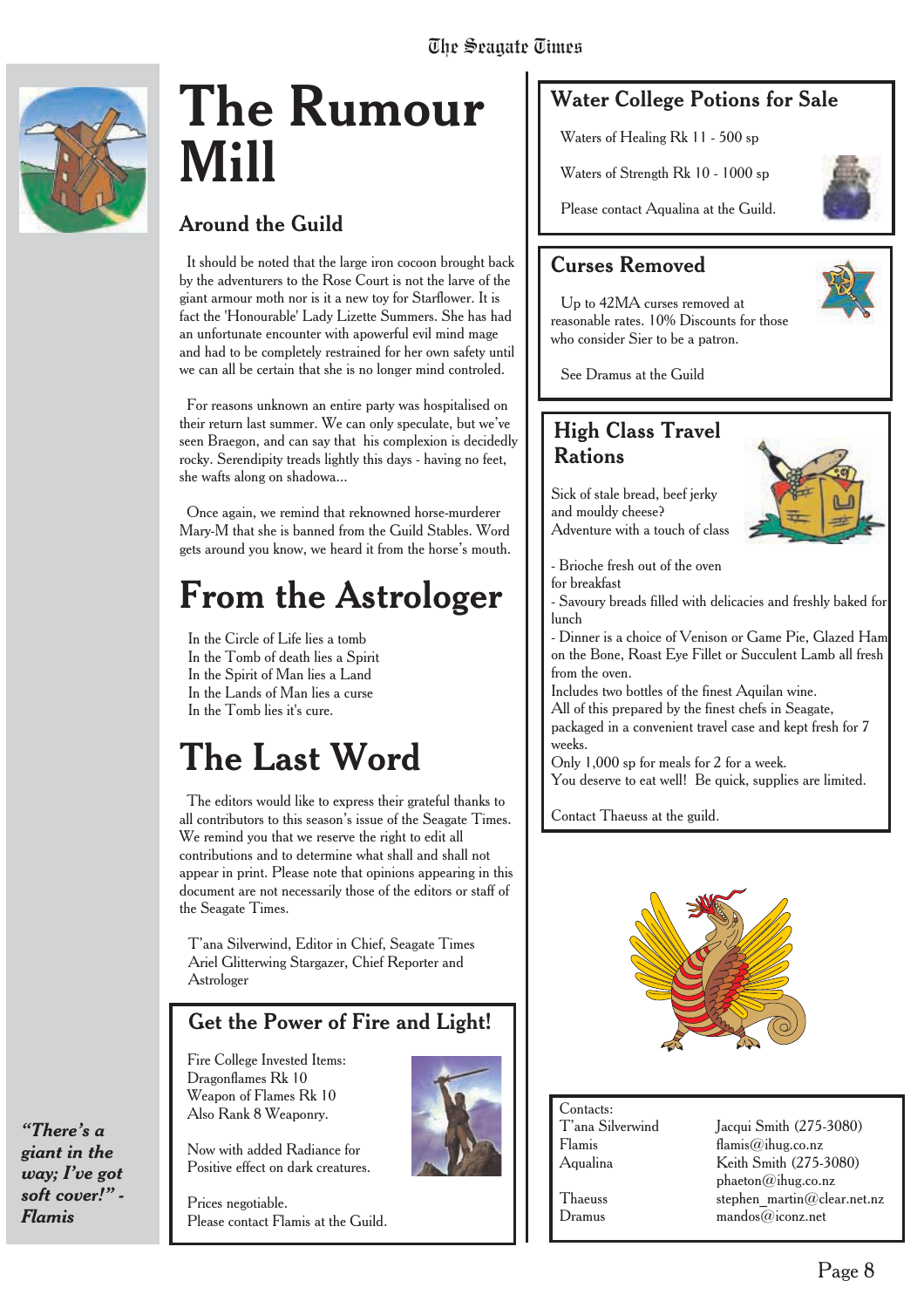# The Rumour Mill

## Around the Guild

It should be noted that the large iron cocoon brought back by the adventurers to the Rose Court is not the larve of the giant armour moth nor is it a new toy for Starflower. It is fact the 'Honourable' Lady Lizette Summers. She has had an unfortunate encounter with apowerful evil mind mage and had to be completely restrained for her own safety until we can all be certain that she is no longer mind controled.

For reasons unknown an entire party was hospitalised on their return last summer. We can only speculate, but we've seen Braegon, and can say that his complexion is decidedly rocky. Serendipity treads lightly this days - having no feet, she wafts along on shadowa...

Once again, we remind that reknowned horse-murderer Mary-M that she is banned from the Guild Stables. Word gets around you know, we heard it from the horse's mouth.

# From the Astrologer

In the Circle of Life lies a tomb
In the Tomb of death lies a Spirit
In the Spirit of Man lies a Land
In the Lands of Man lies a curse
In the Tomb lies it's cure.

# The Last Word

The editors would like to express their grateful thanks to all contributors to this season's issue of the Seagate Times. We remind you that we reserve the right to edit all contributions and to determine what shall and shall not appear in print. Please note that opinions appearing in this document are not necessarily those of the editors or staff of the Seagate Times.

T'ana Silverwind, Editor in Chief, Seagate Times
Ariel Glitterwing Stargazer, Chief Reporter and Astrologer

## Get the Power of Fire and Light!

Fire College Invested Items:
Dragonflames Rk 10
Weapon of Flames Rk 10
Also Rank 8 Weaponry.

Now with added Radiance for Positive effect on dark creatures.

Prices negotiable.
Please contact Flamis at the Guild.

***"There's a giant in the way; I've got soft cover!" - Flamis***

## Water College Potions for Sale

Waters of Healing Rk 11 - 500 sp

Waters of Strength Rk 10 - 1000 sp

Please contact Aqualina at the Guild.

## Curses Removed

Up to 42MA curses removed at reasonable rates. 10% Discounts for those who consider Sier to be a patron.

See Dramus at the Guild

## High Class Travel Rations

Sick of stale bread, beef jerky and mouldy cheese?
Adventure with a touch of class

- Brioche fresh out of the oven for breakfast
- Savoury breads filled with delicacies and freshly baked for lunch
- Dinner is a choice of Venison or Game Pie, Glazed Ham on the Bone, Roast Eye Fillet or Succulent Lamb all fresh from the oven.

Includes two bottles of the finest Aquilan wine.
All of this prepared by the finest chefs in Seagate, packaged in a convenient travel case and kept fresh for 7 weeks.
Only 1,000 sp for meals for 2 for a week.
You deserve to eat well! Be quick, supplies are limited.

Contact Thaeuss at the guild.

| | |
|---|---|
| Contacts: | |
| T'ana Silverwind | Jacqui Smith (275-3080) |
| Flamis | flamis@ihug.co.nz |
| Aqualina | Keith Smith (275-3080) |
| | phaeton@ihug.co.nz |
| Thaeuss | stephen_martin@clear.net.nz |
| Dramus | mandos@iconz.net |